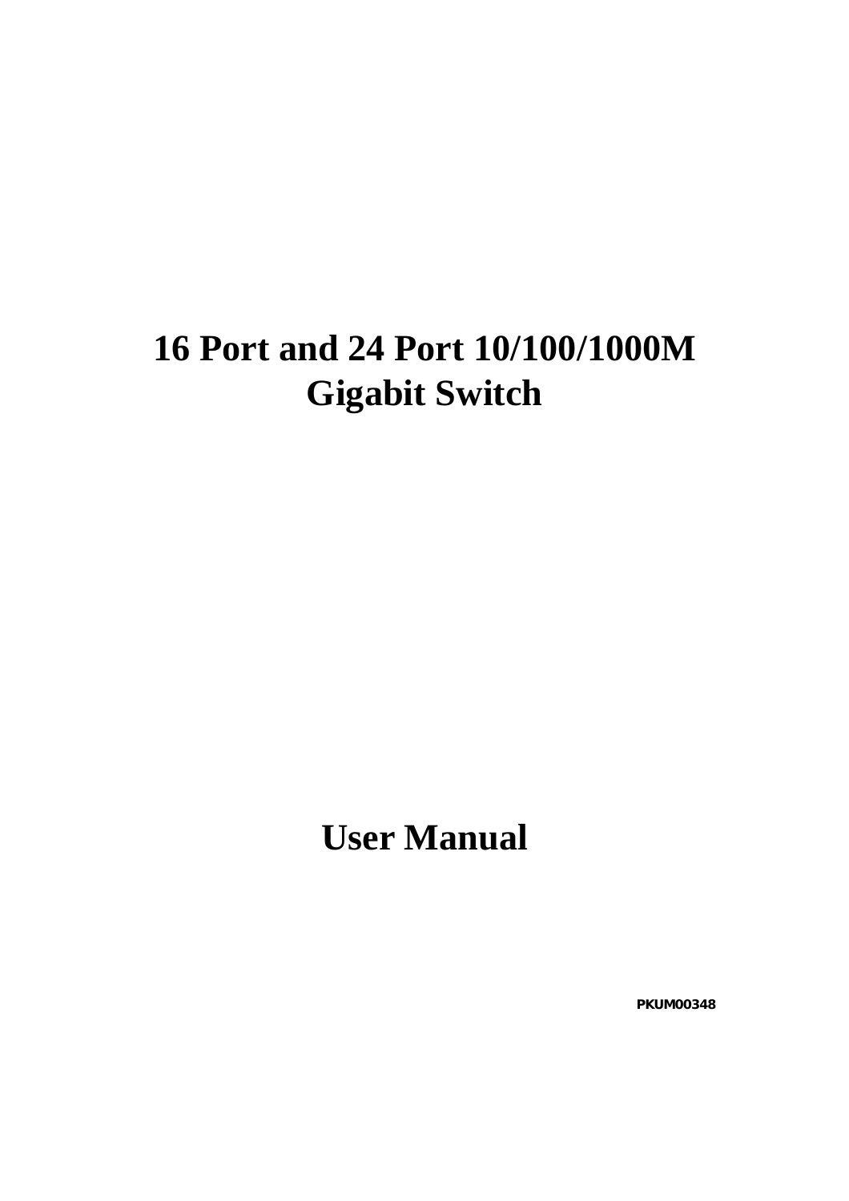# 16 Port and 24 Port 10/100/1000M Gigabit Switch

# User Manual

PKUM00348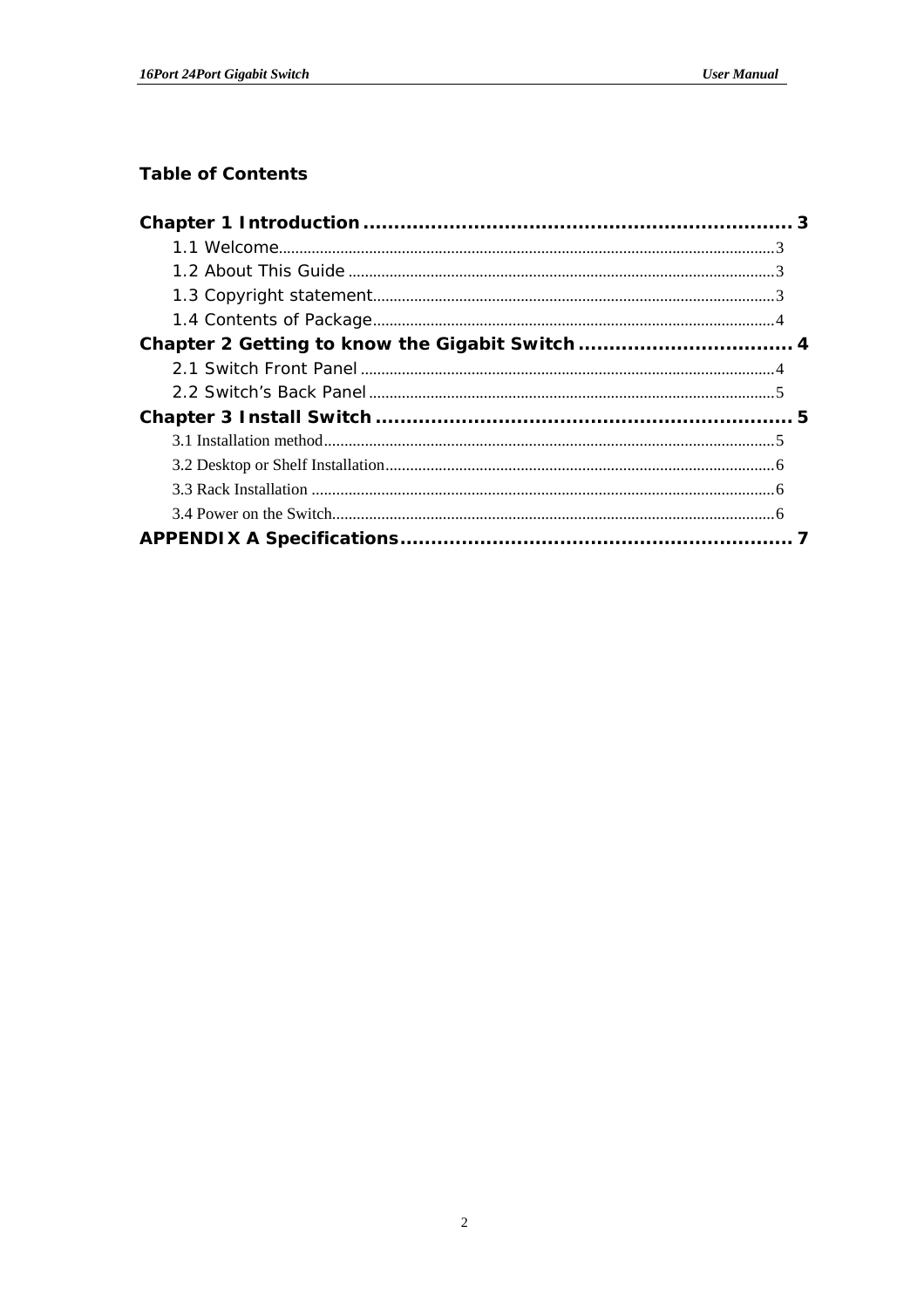## Table of Contents

**Chapter 1 Introduction** ........................................................ 3

- 1.1 Welcome ........................................................ 3
- 1.2 About This Guide ........................................................ 3
- 1.3 Copyright statement ........................................................ 3
- 1.4 Contents of Package ........................................................ 4

**Chapter 2 Getting to know the Gigabit Switch** ........................................................ 4

- 2.1 Switch Front Panel ........................................................ 4
- 2.2 Switch's Back Panel ........................................................ 5

**Chapter 3 Install Switch** ........................................................ 5

- 3.1 Installation method ........................................................ 5
- 3.2 Desktop or Shelf Installation ........................................................ 6
- 3.3 Rack Installation ........................................................ 6
- 3.4 Power on the Switch ........................................................ 6

**APPENDIX A Specifications** ........................................................ 7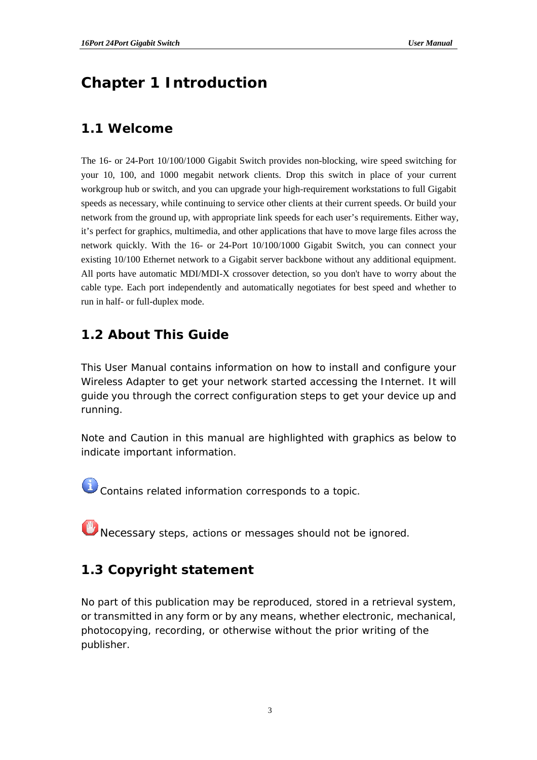# Chapter 1 Introduction

## 1.1 Welcome

The 16- or 24-Port 10/100/1000 Gigabit Switch provides non-blocking, wire speed switching for your 10, 100, and 1000 megabit network clients. Drop this switch in place of your current workgroup hub or switch, and you can upgrade your high-requirement workstations to full Gigabit speeds as necessary, while continuing to service other clients at their current speeds. Or build your network from the ground up, with appropriate link speeds for each user's requirements. Either way, it's perfect for graphics, multimedia, and other applications that have to move large files across the network quickly. With the 16- or 24-Port 10/100/1000 Gigabit Switch, you can connect your existing 10/100 Ethernet network to a Gigabit server backbone without any additional equipment. All ports have automatic MDI/MDI-X crossover detection, so you don't have to worry about the cable type. Each port independently and automatically negotiates for best speed and whether to run in half- or full-duplex mode.

## 1.2 About This Guide

This User Manual contains information on how to install and configure your Wireless Adapter to get your network started accessing the Internet. It will guide you through the correct configuration steps to get your device up and running.

Note and Caution in this manual are highlighted with graphics as below to indicate important information.

Contains related information corresponds to a topic.

Necessary steps, actions or messages should not be ignored.

## 1.3 Copyright statement

No part of this publication may be reproduced, stored in a retrieval system, or transmitted in any form or by any means, whether electronic, mechanical, photocopying, recording, or otherwise without the prior writing of the publisher.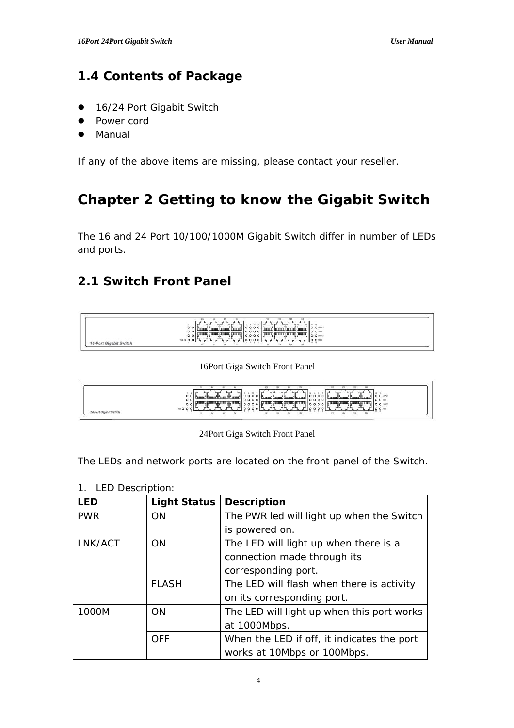## 1.4 Contents of Package

- 16/24 Port Gigabit Switch
- Power cord
- Manual

If any of the above items are missing, please contact your reseller.

# Chapter 2 Getting to know the Gigabit Switch

The 16 and 24 Port 10/100/1000M Gigabit Switch differ in number of LEDs and ports.

## 2.1 Switch Front Panel

16Port Giga Switch Front Panel

24Port Giga Switch Front Panel

The LEDs and network ports are located on the front panel of the Switch.

1. LED Description:

| LED | Light Status | Description |
|---|---|---|
| PWR | ON | The PWR led will light up when the Switch is powered on. |
| LNK/ACT | ON | The LED will light up when there is a connection made through its corresponding port. |
| | FLASH | The LED will flash when there is activity on its corresponding port. |
| 1000M | ON | The LED will light up when this port works at 1000Mbps. |
| | OFF | When the LED if off, it indicates the port works at 10Mbps or 100Mbps. |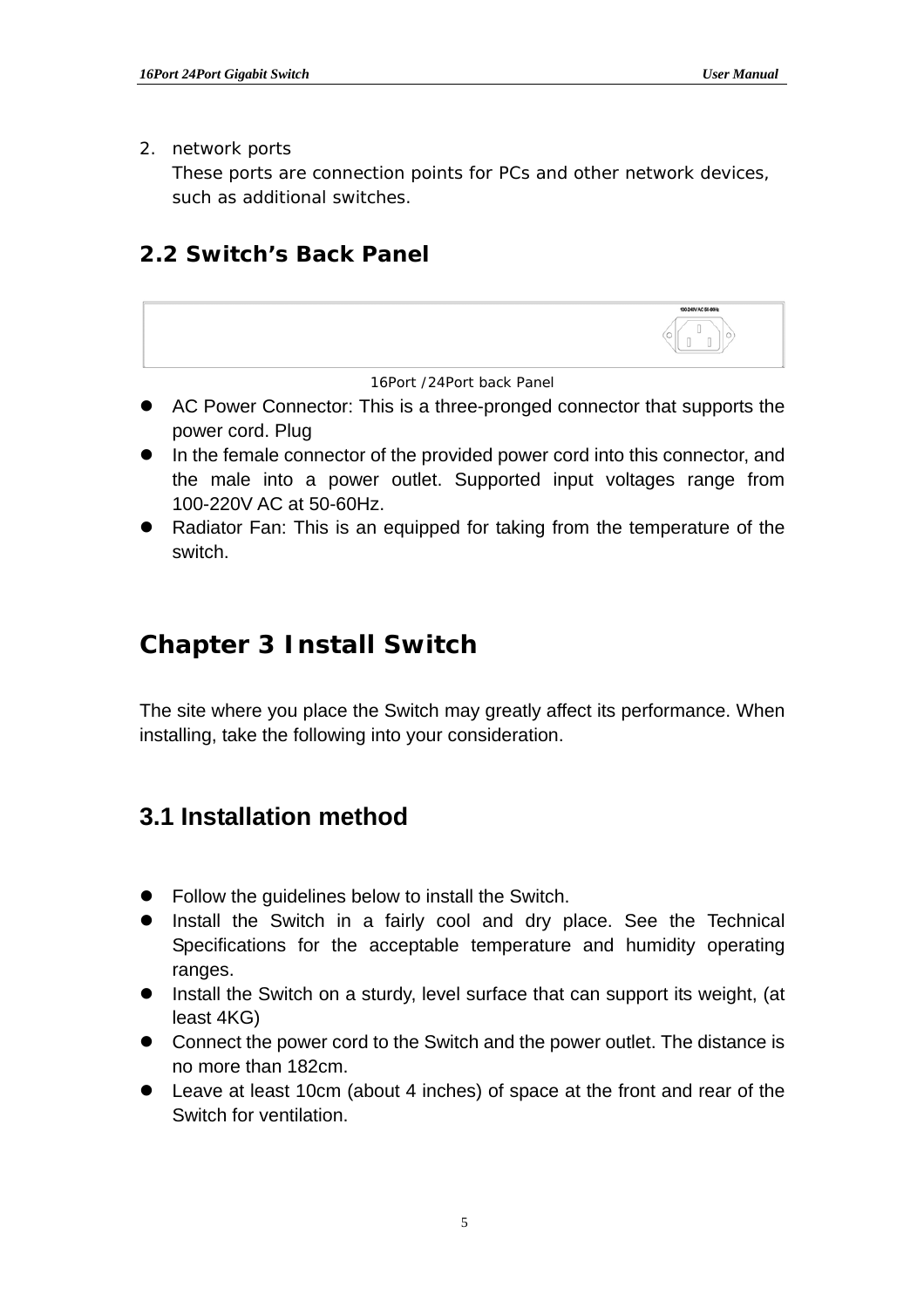2. network ports
   These ports are connection points for PCs and other network devices, such as additional switches.

## 2.2 Switch’s Back Panel

16Port /24Port back Panel

- AC Power Connector: This is a three-pronged connector that supports the power cord. Plug
- In the female connector of the provided power cord into this connector, and the male into a power outlet. Supported input voltages range from 100-220V AC at 50-60Hz.
- Radiator Fan: This is an equipped for taking from the temperature of the switch.

# Chapter 3 Install Switch

The site where you place the Switch may greatly affect its performance. When installing, take the following into your consideration.

## 3.1 Installation method

- Follow the guidelines below to install the Switch.
- Install the Switch in a fairly cool and dry place. See the Technical Specifications for the acceptable temperature and humidity operating ranges.
- Install the Switch on a sturdy, level surface that can support its weight, (at least 4KG)
- Connect the power cord to the Switch and the power outlet. The distance is no more than 182cm.
- Leave at least 10cm (about 4 inches) of space at the front and rear of the Switch for ventilation.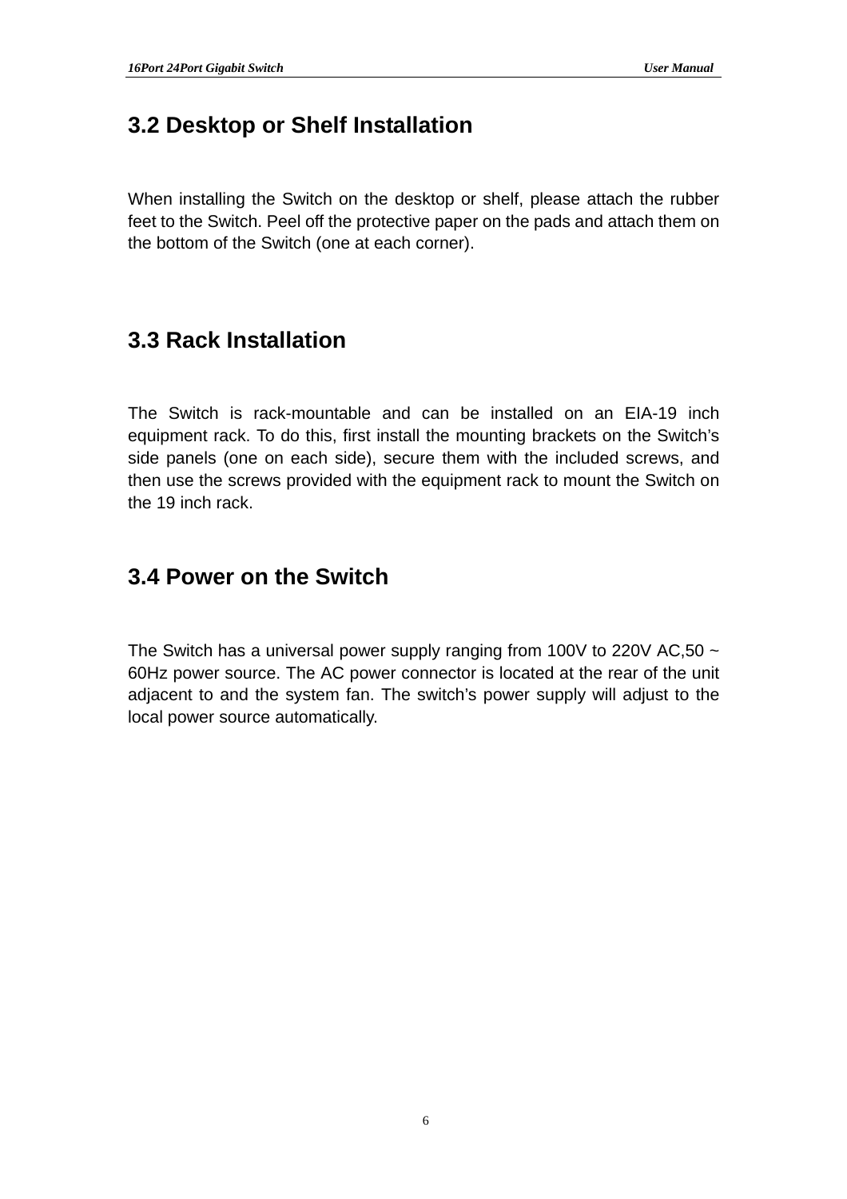## 3.2 Desktop or Shelf Installation

When installing the Switch on the desktop or shelf, please attach the rubber feet to the Switch. Peel off the protective paper on the pads and attach them on the bottom of the Switch (one at each corner).

## 3.3 Rack Installation

The Switch is rack-mountable and can be installed on an EIA-19 inch equipment rack. To do this, first install the mounting brackets on the Switch's side panels (one on each side), secure them with the included screws, and then use the screws provided with the equipment rack to mount the Switch on the 19 inch rack.

## 3.4 Power on the Switch

The Switch has a universal power supply ranging from 100V to 220V AC,50 ~ 60Hz power source. The AC power connector is located at the rear of the unit adjacent to and the system fan. The switch's power supply will adjust to the local power source automatically.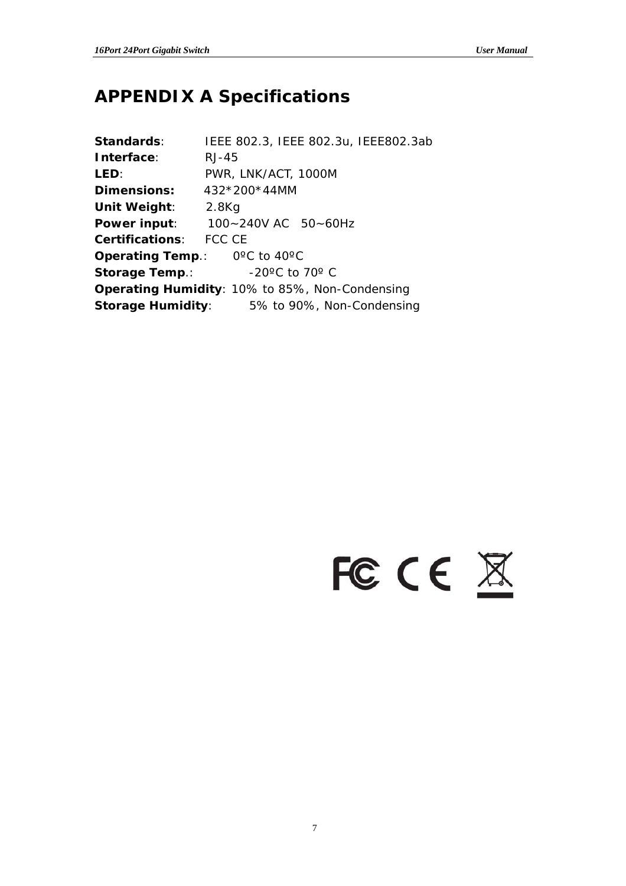# APPENDIX A Specifications

**Standards**: IEEE 802.3, IEEE 802.3u, IEEE802.3ab
**Interface**: RJ-45
**LED**: PWR, LNK/ACT, 1000M
**Dimensions:** 432*200*44MM
**Unit Weight**: 2.8Kg
**Power input**: 100~240V AC 50~60Hz
**Certifications**: FCC CE
**Operating Temp.**: 0ºC to 40ºC
**Storage Temp.**: -20ºC to 70º C
**Operating Humidity**: 10% to 85%, Non-Condensing
**Storage Humidity**: 5% to 90%, Non-Condensing